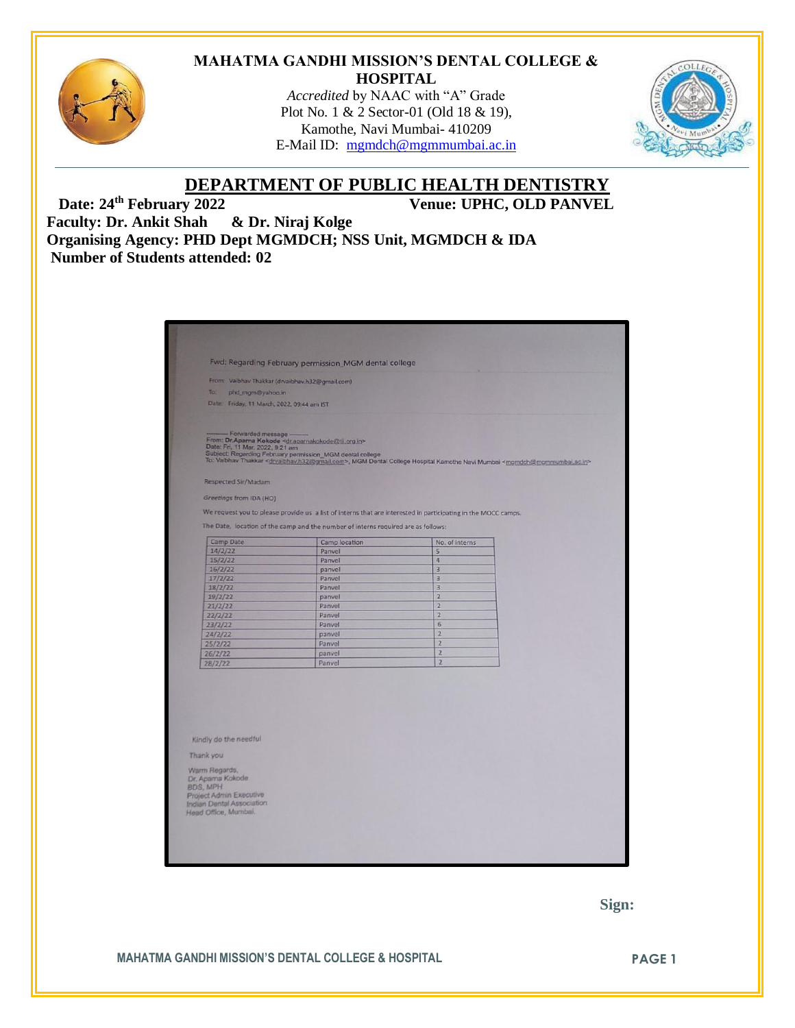# MAHATMA GANDHI MISSION'S DENTAL COLLEGE & HOSPITAL

*Accredited* by NAAC with "A" Grade
Plot No. 1 & 2 Sector-01 (Old 18 & 19),
Kamothe, Navi Mumbai- 410209
E-Mail ID: mgmdch@mgmmumbai.ac.in

## DEPARTMENT OF PUBLIC HEALTH DENTISTRY

**Date: 24th February 2022** **Venue: UPHC, OLD PANVEL**

**Faculty: Dr. Ankit Shah & Dr. Niraj Kolge**

**Organising Agency: PHD Dept MGMDCH; NSS Unit, MGMDCH & IDA**

**Number of Students attended: 02**

Fwd: Regarding February permission_MGM dental college

From: Vaibhav Thakkar (drvaibhav.h32@gmail.com)
To: phd_mgm@yahoo.in
Date: Friday, 11 March, 2022, 09:44 am IST

---------- Forwarded message ---------
From: **Dr.Aparna Kokode** <dr.aparnakokode@ii.org.in>
Date: Fri, 11 Mar, 2022, 9:21 am
Subject: Regarding February permission_MGM dental college
To: Vaibhav Thakkar <drvaibhav.h32@gmail.com>, MGM Dental College Hospital Kamothe Navi Mumbai <mgmdch@mgmmumbai.ac.in>

Respected Sir/Madam

Greetings from IDA (HO)

We request you to please provide us a list of interns that are interested in participating in the MOCC camps.

The Date, location of the camp and the number of interns required are as follows:

| Camp Date | Camp location | No. of interns |
|---|---|---|
| 14/2/22 | Panvel | 5 |
| 15/2/22 | Panvel | 4 |
| 16/2/22 | panvel | 3 |
| 17/2/22 | Panvel | 3 |
| 18/2/22 | Panvel | 3 |
| 19/2/22 | panvel | 2 |
| 21/2/22 | Panvel | 2 |
| 22/2/22 | Panvel | 2 |
| 23/2/22 | Panvel | 6 |
| 24/2/22 | panvel | 2 |
| 25/2/22 | Panvel | 2 |
| 26/2/22 | panvel | 2 |
| 28/2/22 | Panvel | 2 |

Kindly do the needful

Thank you

Warm Regards,
Dr. Aparna Kokode
BDS, MPH
Project Admin Executive
Indian Dental Association
Head Office, Mumbai.

**Sign:**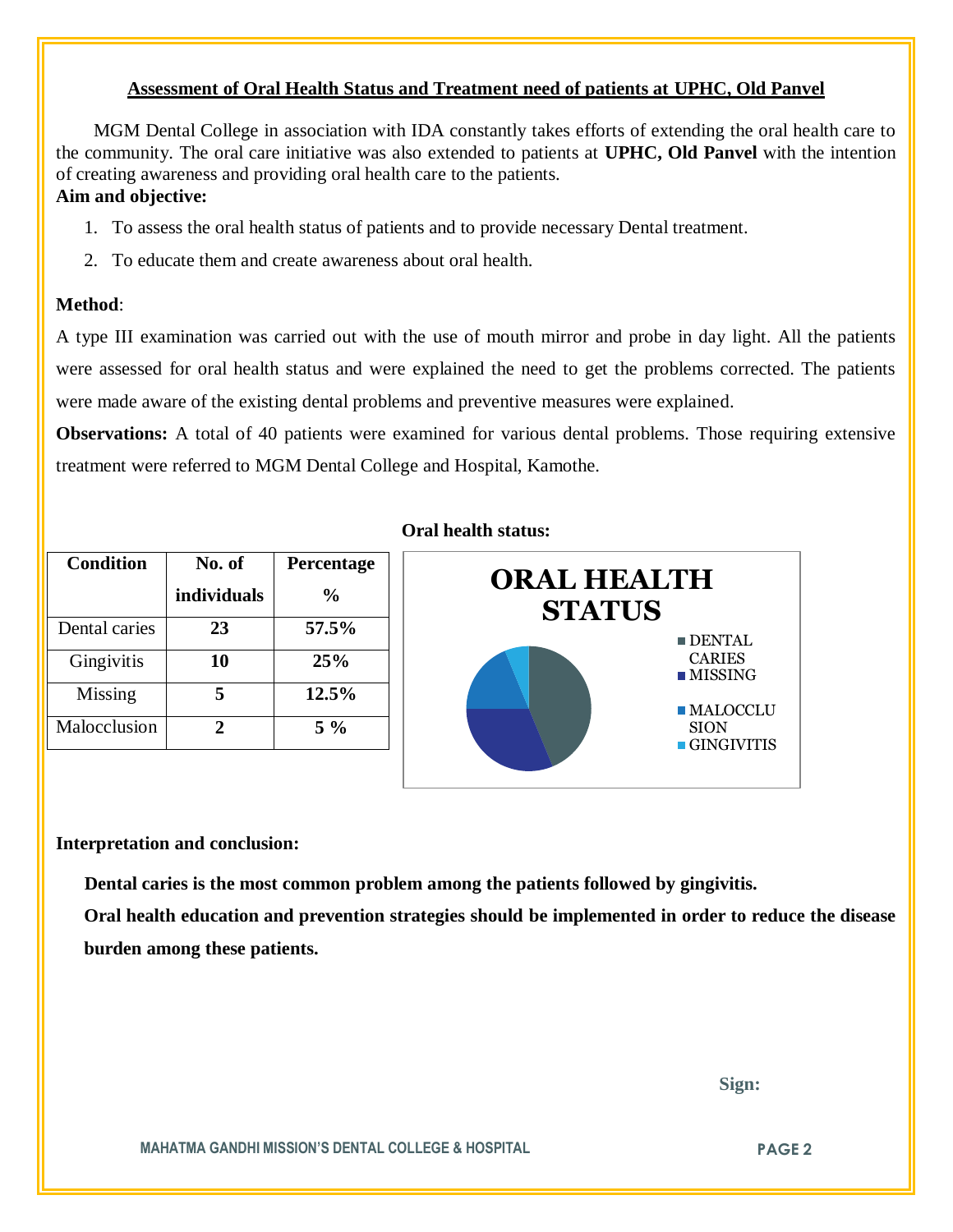## Assessment of Oral Health Status and Treatment need of patients at UPHC, Old Panvel

MGM Dental College in association with IDA constantly takes efforts of extending the oral health care to the community. The oral care initiative was also extended to patients at **UPHC, Old Panvel** with the intention of creating awareness and providing oral health care to the patients.

**Aim and objective:**

1. To assess the oral health status of patients and to provide necessary Dental treatment.
2. To educate them and create awareness about oral health.

**Method**:

A type III examination was carried out with the use of mouth mirror and probe in day light. All the patients were assessed for oral health status and were explained the need to get the problems corrected. The patients were made aware of the existing dental problems and preventive measures were explained.

**Observations:** A total of 40 patients were examined for various dental problems. Those requiring extensive treatment were referred to MGM Dental College and Hospital, Kamothe.

| Condition | No. of individuals | Percentage % |
|---|---|---|
| Dental caries | **23** | **57.5%** |
| Gingivitis | **10** | **25%** |
| Missing | **5** | **12.5%** |
| Malocclusion | **2** | **5 %** |

**Oral health status:**

ORAL HEALTH STATUS

- DENTAL CARIES
- MISSING
- MALOCCLUSION
- GINGIVITIS

**Interpretation and conclusion:**

**Dental caries is the most common problem among the patients followed by gingivitis.**

**Oral health education and prevention strategies should be implemented in order to reduce the disease burden among these patients.**

**Sign:**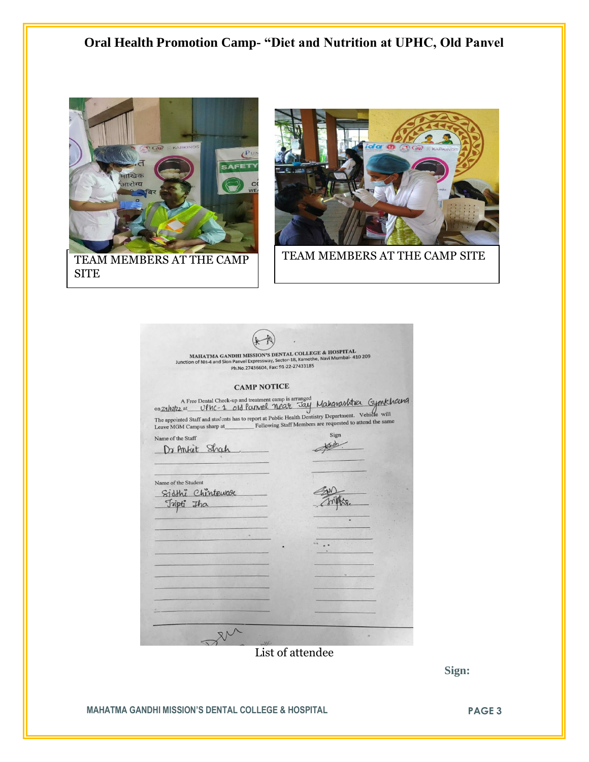# Oral Health Promotion Camp- "Diet and Nutrition at UPHC, Old Panvel

TEAM MEMBERS AT THE CAMP SITE

TEAM MEMBERS AT THE CAMP SITE

MAHATMA GANDHI MISSION'S DENTAL COLLEGE & HOSPITAL
Junction of NH-4 and Sion Panvel Expressway, Sector-18, Kamothe, Navi Mumbai- 410 209
Ph.No.27436604, Fax: 91-22-27433185

**CAMP NOTICE**

A Free Dental Check-up and treatment camp is arranged on 24/02/22 at UPHC-1 old Panvel near Jay Maharashtra Gymkhana

The appointed Staff and students has to report at Public Health Dentistry Department. Vehicle will Leave MGM Campus sharp at_________ Following Staff Members are requested to attend the same

| Name of the Staff | Sign |
|---|---|
| Dr Ankit Shah | |

| Name of the Student | Sign |
|---|---|
| Siddhi Chintewar | |
| Tripti Jha | |

List of attendee

**Sign:**